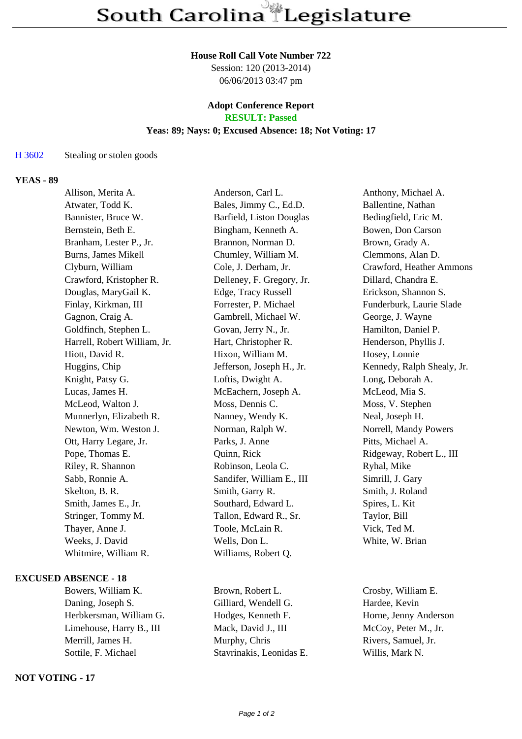# South Carolina Legislature

**House Roll Call Vote Number 722**
Session: 120 (2013-2014)
06/06/2013 03:47 pm

**Adopt Conference Report**
**RESULT: Passed**
**Yeas: 89; Nays: 0; Excused Absence: 18; Not Voting: 17**

H 3602 Stealing or stolen goods

### YEAS - 89

| | | |
|---|---|---|
| Allison, Merita A. | Anderson, Carl L. | Anthony, Michael A. |
| Atwater, Todd K. | Bales, Jimmy C., Ed.D. | Ballentine, Nathan |
| Bannister, Bruce W. | Barfield, Liston Douglas | Bedingfield, Eric M. |
| Bernstein, Beth E. | Bingham, Kenneth A. | Bowen, Don Carson |
| Branham, Lester P., Jr. | Brannon, Norman D. | Brown, Grady A. |
| Burns, James Mikell | Chumley, William M. | Clemmons, Alan D. |
| Clyburn, William | Cole, J. Derham, Jr. | Crawford, Heather Ammons |
| Crawford, Kristopher R. | Delleney, F. Gregory, Jr. | Dillard, Chandra E. |
| Douglas, MaryGail K. | Edge, Tracy Russell | Erickson, Shannon S. |
| Finlay, Kirkman, III | Forrester, P. Michael | Funderburk, Laurie Slade |
| Gagnon, Craig A. | Gambrell, Michael W. | George, J. Wayne |
| Goldfinch, Stephen L. | Govan, Jerry N., Jr. | Hamilton, Daniel P. |
| Harrell, Robert William, Jr. | Hart, Christopher R. | Henderson, Phyllis J. |
| Hiott, David R. | Hixon, William M. | Hosey, Lonnie |
| Huggins, Chip | Jefferson, Joseph H., Jr. | Kennedy, Ralph Shealy, Jr. |
| Knight, Patsy G. | Loftis, Dwight A. | Long, Deborah A. |
| Lucas, James H. | McEachern, Joseph A. | McLeod, Mia S. |
| McLeod, Walton J. | Moss, Dennis C. | Moss, V. Stephen |
| Munnerlyn, Elizabeth R. | Nanney, Wendy K. | Neal, Joseph H. |
| Newton, Wm. Weston J. | Norman, Ralph W. | Norrell, Mandy Powers |
| Ott, Harry Legare, Jr. | Parks, J. Anne | Pitts, Michael A. |
| Pope, Thomas E. | Quinn, Rick | Ridgeway, Robert L., III |
| Riley, R. Shannon | Robinson, Leola C. | Ryhal, Mike |
| Sabb, Ronnie A. | Sandifer, William E., III | Simrill, J. Gary |
| Skelton, B. R. | Smith, Garry R. | Smith, J. Roland |
| Smith, James E., Jr. | Southard, Edward L. | Spires, L. Kit |
| Stringer, Tommy M. | Tallon, Edward R., Sr. | Taylor, Bill |
| Thayer, Anne J. | Toole, McLain R. | Vick, Ted M. |
| Weeks, J. David | Wells, Don L. | White, W. Brian |
| Whitmire, William R. | Williams, Robert Q. | |

### EXCUSED ABSENCE - 18

| | | |
|---|---|---|
| Bowers, William K. | Brown, Robert L. | Crosby, William E. |
| Daning, Joseph S. | Gilliard, Wendell G. | Hardee, Kevin |
| Herbkersman, William G. | Hodges, Kenneth F. | Horne, Jenny Anderson |
| Limehouse, Harry B., III | Mack, David J., III | McCoy, Peter M., Jr. |
| Merrill, James H. | Murphy, Chris | Rivers, Samuel, Jr. |
| Sottile, F. Michael | Stavrinakis, Leonidas E. | Willis, Mark N. |

### NOT VOTING - 17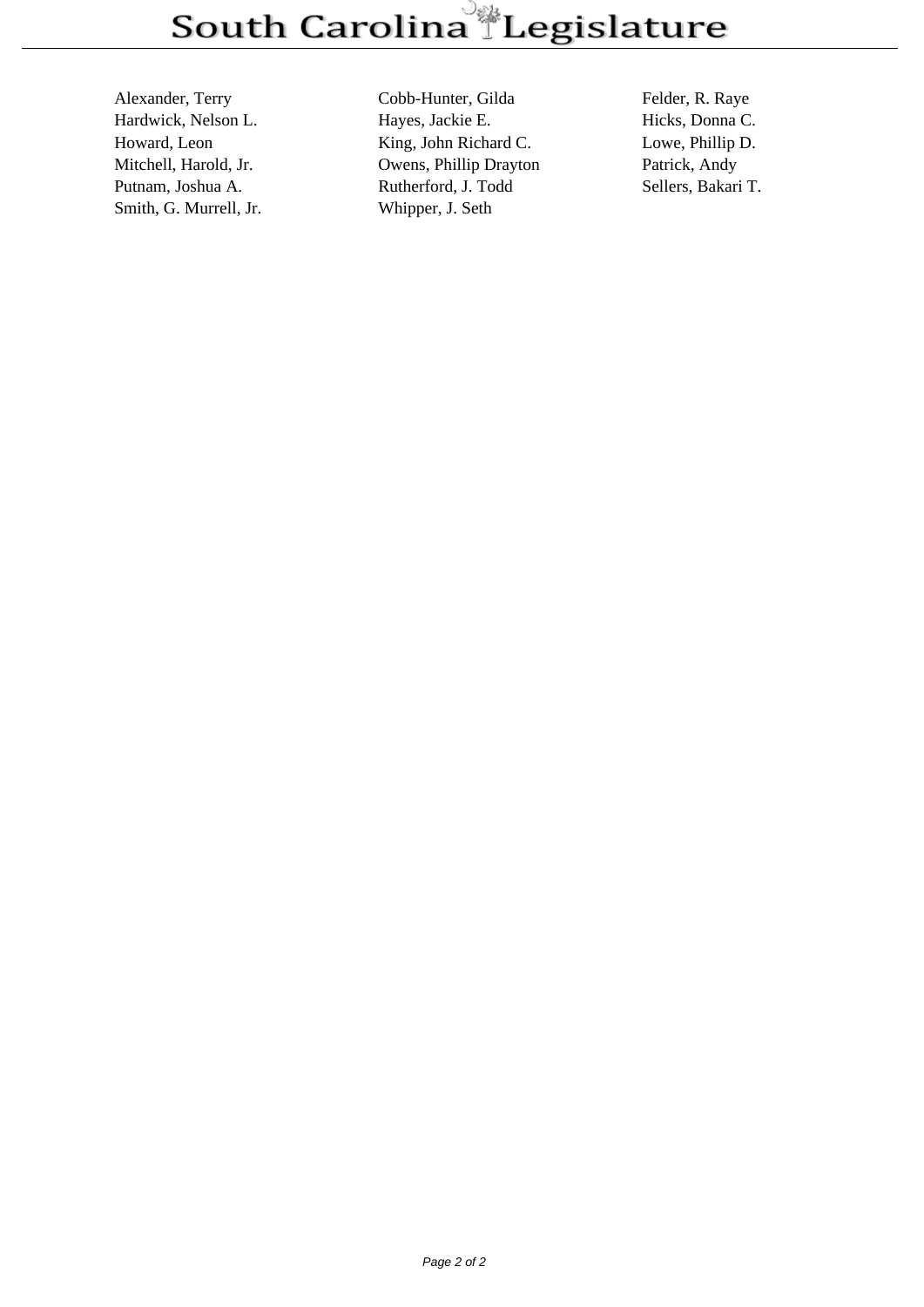Alexander, Terry
Cobb-Hunter, Gilda
Felder, R. Raye
Hardwick, Nelson L.
Hayes, Jackie E.
Hicks, Donna C.
Howard, Leon
King, John Richard C.
Lowe, Phillip D.
Mitchell, Harold, Jr.
Owens, Phillip Drayton
Patrick, Andy
Putnam, Joshua A.
Rutherford, J. Todd
Sellers, Bakari T.
Smith, G. Murrell, Jr.
Whipper, J. Seth